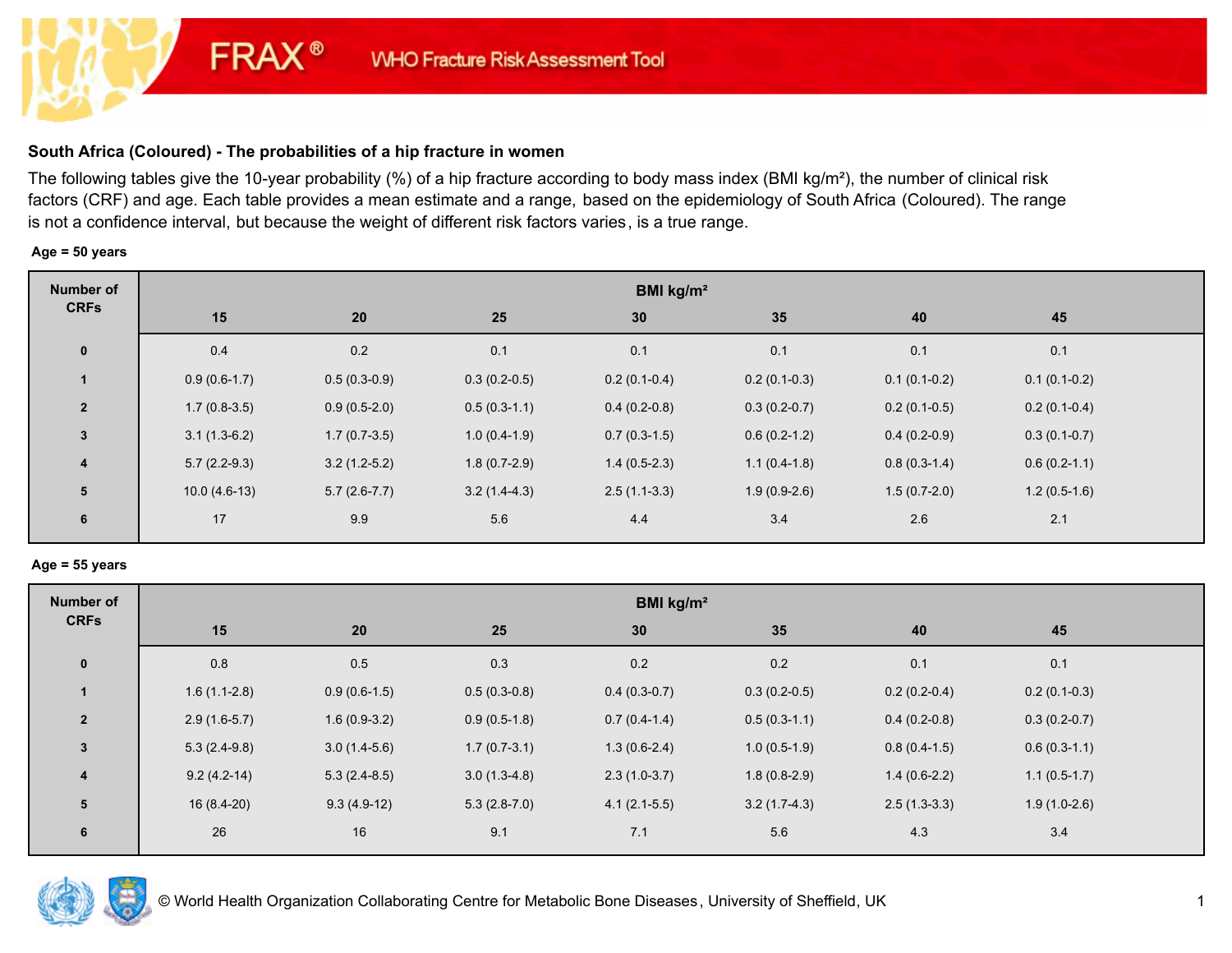FRAX® WHO Fracture Risk Assessment Tool

## South Africa (Coloured) - The probabilities of a hip fracture in women

The following tables give the 10-year probability (%) of a hip fracture according to body mass index (BMI kg/m²), the number of clinical risk factors (CRF) and age. Each table provides a mean estimate and a range, based on the epidemiology of South Africa (Coloured). The range is not a confidence interval, but because the weight of different risk factors varies, is a true range.

**Age = 50 years**

| Number of CRFs | BMI kg/m² | | | | | | |
|---|---|---|---|---|---|---|---|
| | 15 | 20 | 25 | 30 | 35 | 40 | 45 |
| 0 | 0.4 | 0.2 | 0.1 | 0.1 | 0.1 | 0.1 | 0.1 |
| 1 | 0.9 (0.6-1.7) | 0.5 (0.3-0.9) | 0.3 (0.2-0.5) | 0.2 (0.1-0.4) | 0.2 (0.1-0.3) | 0.1 (0.1-0.2) | 0.1 (0.1-0.2) |
| 2 | 1.7 (0.8-3.5) | 0.9 (0.5-2.0) | 0.5 (0.3-1.1) | 0.4 (0.2-0.8) | 0.3 (0.2-0.7) | 0.2 (0.1-0.5) | 0.2 (0.1-0.4) |
| 3 | 3.1 (1.3-6.2) | 1.7 (0.7-3.5) | 1.0 (0.4-1.9) | 0.7 (0.3-1.5) | 0.6 (0.2-1.2) | 0.4 (0.2-0.9) | 0.3 (0.1-0.7) |
| 4 | 5.7 (2.2-9.3) | 3.2 (1.2-5.2) | 1.8 (0.7-2.9) | 1.4 (0.5-2.3) | 1.1 (0.4-1.8) | 0.8 (0.3-1.4) | 0.6 (0.2-1.1) |
| 5 | 10.0 (4.6-13) | 5.7 (2.6-7.7) | 3.2 (1.4-4.3) | 2.5 (1.1-3.3) | 1.9 (0.9-2.6) | 1.5 (0.7-2.0) | 1.2 (0.5-1.6) |
| 6 | 17 | 9.9 | 5.6 | 4.4 | 3.4 | 2.6 | 2.1 |

**Age = 55 years**

| Number of CRFs | BMI kg/m² | | | | | | |
|---|---|---|---|---|---|---|---|
| | 15 | 20 | 25 | 30 | 35 | 40 | 45 |
| 0 | 0.8 | 0.5 | 0.3 | 0.2 | 0.2 | 0.1 | 0.1 |
| 1 | 1.6 (1.1-2.8) | 0.9 (0.6-1.5) | 0.5 (0.3-0.8) | 0.4 (0.3-0.7) | 0.3 (0.2-0.5) | 0.2 (0.2-0.4) | 0.2 (0.1-0.3) |
| 2 | 2.9 (1.6-5.7) | 1.6 (0.9-3.2) | 0.9 (0.5-1.8) | 0.7 (0.4-1.4) | 0.5 (0.3-1.1) | 0.4 (0.2-0.8) | 0.3 (0.2-0.7) |
| 3 | 5.3 (2.4-9.8) | 3.0 (1.4-5.6) | 1.7 (0.7-3.1) | 1.3 (0.6-2.4) | 1.0 (0.5-1.9) | 0.8 (0.4-1.5) | 0.6 (0.3-1.1) |
| 4 | 9.2 (4.2-14) | 5.3 (2.4-8.5) | 3.0 (1.3-4.8) | 2.3 (1.0-3.7) | 1.8 (0.8-2.9) | 1.4 (0.6-2.2) | 1.1 (0.5-1.7) |
| 5 | 16 (8.4-20) | 9.3 (4.9-12) | 5.3 (2.8-7.0) | 4.1 (2.1-5.5) | 3.2 (1.7-4.3) | 2.5 (1.3-3.3) | 1.9 (1.0-2.6) |
| 6 | 26 | 16 | 9.1 | 7.1 | 5.6 | 4.3 | 3.4 |

© World Health Organization Collaborating Centre for Metabolic Bone Diseases, University of Sheffield, UK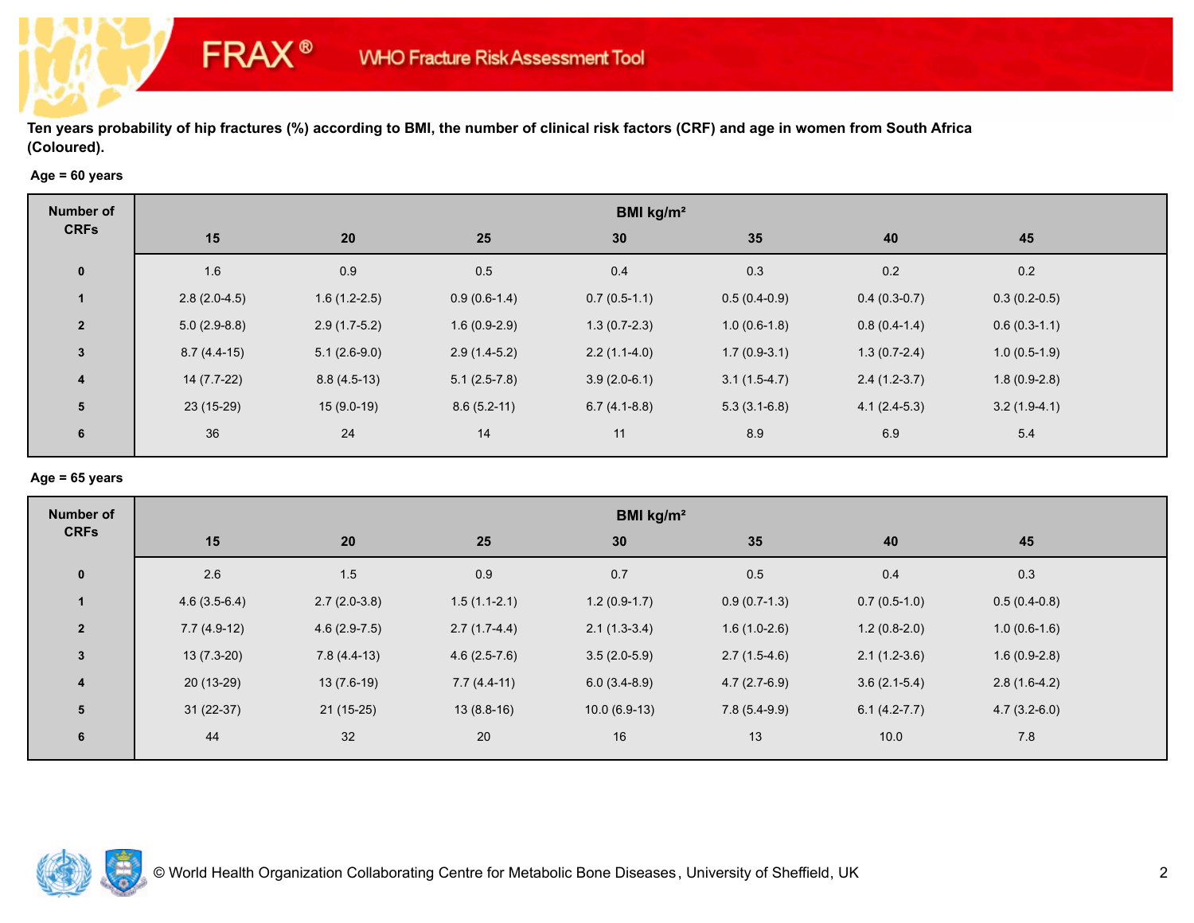FRAX® WHO Fracture Risk Assessment Tool

**Ten years probability of hip fractures (%) according to BMI, the number of clinical risk factors (CRF) and age in women from South Africa (Coloured).**

**Age = 60 years**

| Number of CRFs | BMI kg/m² | | | | | | |
|---|---|---|---|---|---|---|---|
| | 15 | 20 | 25 | 30 | 35 | 40 | 45 |
| 0 | 1.6 | 0.9 | 0.5 | 0.4 | 0.3 | 0.2 | 0.2 |
| 1 | 2.8 (2.0-4.5) | 1.6 (1.2-2.5) | 0.9 (0.6-1.4) | 0.7 (0.5-1.1) | 0.5 (0.4-0.9) | 0.4 (0.3-0.7) | 0.3 (0.2-0.5) |
| 2 | 5.0 (2.9-8.8) | 2.9 (1.7-5.2) | 1.6 (0.9-2.9) | 1.3 (0.7-2.3) | 1.0 (0.6-1.8) | 0.8 (0.4-1.4) | 0.6 (0.3-1.1) |
| 3 | 8.7 (4.4-15) | 5.1 (2.6-9.0) | 2.9 (1.4-5.2) | 2.2 (1.1-4.0) | 1.7 (0.9-3.1) | 1.3 (0.7-2.4) | 1.0 (0.5-1.9) |
| 4 | 14 (7.7-22) | 8.8 (4.5-13) | 5.1 (2.5-7.8) | 3.9 (2.0-6.1) | 3.1 (1.5-4.7) | 2.4 (1.2-3.7) | 1.8 (0.9-2.8) |
| 5 | 23 (15-29) | 15 (9.0-19) | 8.6 (5.2-11) | 6.7 (4.1-8.8) | 5.3 (3.1-6.8) | 4.1 (2.4-5.3) | 3.2 (1.9-4.1) |
| 6 | 36 | 24 | 14 | 11 | 8.9 | 6.9 | 5.4 |

**Age = 65 years**

| Number of CRFs | BMI kg/m² | | | | | | |
|---|---|---|---|---|---|---|---|
| | 15 | 20 | 25 | 30 | 35 | 40 | 45 |
| 0 | 2.6 | 1.5 | 0.9 | 0.7 | 0.5 | 0.4 | 0.3 |
| 1 | 4.6 (3.5-6.4) | 2.7 (2.0-3.8) | 1.5 (1.1-2.1) | 1.2 (0.9-1.7) | 0.9 (0.7-1.3) | 0.7 (0.5-1.0) | 0.5 (0.4-0.8) |
| 2 | 7.7 (4.9-12) | 4.6 (2.9-7.5) | 2.7 (1.7-4.4) | 2.1 (1.3-3.4) | 1.6 (1.0-2.6) | 1.2 (0.8-2.0) | 1.0 (0.6-1.6) |
| 3 | 13 (7.3-20) | 7.8 (4.4-13) | 4.6 (2.5-7.6) | 3.5 (2.0-5.9) | 2.7 (1.5-4.6) | 2.1 (1.2-3.6) | 1.6 (0.9-2.8) |
| 4 | 20 (13-29) | 13 (7.6-19) | 7.7 (4.4-11) | 6.0 (3.4-8.9) | 4.7 (2.7-6.9) | 3.6 (2.1-5.4) | 2.8 (1.6-4.2) |
| 5 | 31 (22-37) | 21 (15-25) | 13 (8.8-16) | 10.0 (6.9-13) | 7.8 (5.4-9.9) | 6.1 (4.2-7.7) | 4.7 (3.2-6.0) |
| 6 | 44 | 32 | 20 | 16 | 13 | 10.0 | 7.8 |

© World Health Organization Collaborating Centre for Metabolic Bone Diseases, University of Sheffield, UK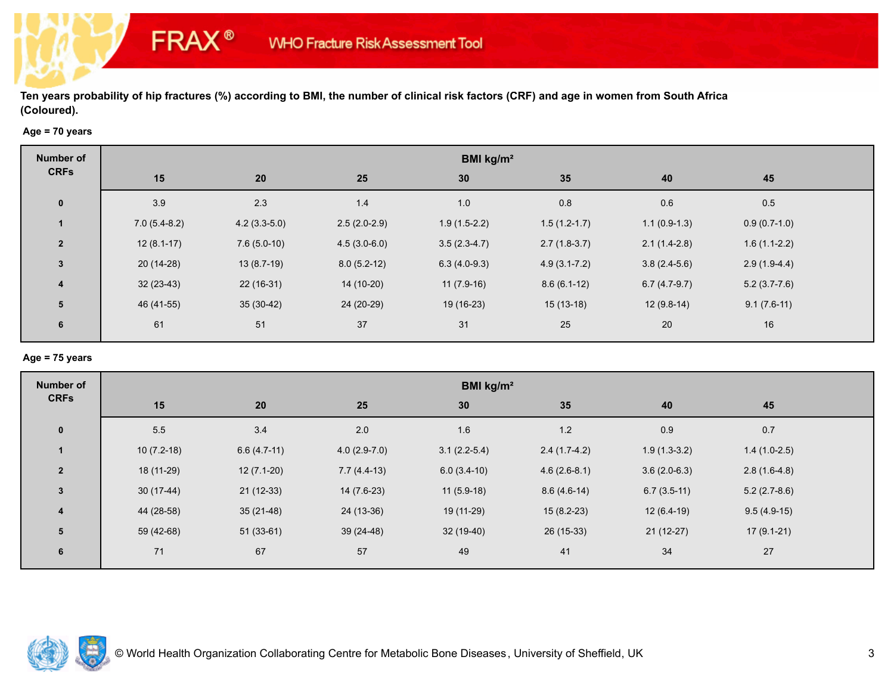FRAX® WHO Fracture Risk Assessment Tool

**Ten years probability of hip fractures (%) according to BMI, the number of clinical risk factors (CRF) and age in women from South Africa (Coloured).**

**Age = 70 years**

| Number of CRFs | BMI kg/m² | | | | | | |
|---|---|---|---|---|---|---|---|
| | 15 | 20 | 25 | 30 | 35 | 40 | 45 |
| 0 | 3.9 | 2.3 | 1.4 | 1.0 | 0.8 | 0.6 | 0.5 |
| 1 | 7.0 (5.4-8.2) | 4.2 (3.3-5.0) | 2.5 (2.0-2.9) | 1.9 (1.5-2.2) | 1.5 (1.2-1.7) | 1.1 (0.9-1.3) | 0.9 (0.7-1.0) |
| 2 | 12 (8.1-17) | 7.6 (5.0-10) | 4.5 (3.0-6.0) | 3.5 (2.3-4.7) | 2.7 (1.8-3.7) | 2.1 (1.4-2.8) | 1.6 (1.1-2.2) |
| 3 | 20 (14-28) | 13 (8.7-19) | 8.0 (5.2-12) | 6.3 (4.0-9.3) | 4.9 (3.1-7.2) | 3.8 (2.4-5.6) | 2.9 (1.9-4.4) |
| 4 | 32 (23-43) | 22 (16-31) | 14 (10-20) | 11 (7.9-16) | 8.6 (6.1-12) | 6.7 (4.7-9.7) | 5.2 (3.7-7.6) |
| 5 | 46 (41-55) | 35 (30-42) | 24 (20-29) | 19 (16-23) | 15 (13-18) | 12 (9.8-14) | 9.1 (7.6-11) |
| 6 | 61 | 51 | 37 | 31 | 25 | 20 | 16 |

**Age = 75 years**

| Number of CRFs | BMI kg/m² | | | | | | |
|---|---|---|---|---|---|---|---|
| | 15 | 20 | 25 | 30 | 35 | 40 | 45 |
| 0 | 5.5 | 3.4 | 2.0 | 1.6 | 1.2 | 0.9 | 0.7 |
| 1 | 10 (7.2-18) | 6.6 (4.7-11) | 4.0 (2.9-7.0) | 3.1 (2.2-5.4) | 2.4 (1.7-4.2) | 1.9 (1.3-3.2) | 1.4 (1.0-2.5) |
| 2 | 18 (11-29) | 12 (7.1-20) | 7.7 (4.4-13) | 6.0 (3.4-10) | 4.6 (2.6-8.1) | 3.6 (2.0-6.3) | 2.8 (1.6-4.8) |
| 3 | 30 (17-44) | 21 (12-33) | 14 (7.6-23) | 11 (5.9-18) | 8.6 (4.6-14) | 6.7 (3.5-11) | 5.2 (2.7-8.6) |
| 4 | 44 (28-58) | 35 (21-48) | 24 (13-36) | 19 (11-29) | 15 (8.2-23) | 12 (6.4-19) | 9.5 (4.9-15) |
| 5 | 59 (42-68) | 51 (33-61) | 39 (24-48) | 32 (19-40) | 26 (15-33) | 21 (12-27) | 17 (9.1-21) |
| 6 | 71 | 67 | 57 | 49 | 41 | 34 | 27 |

© World Health Organization Collaborating Centre for Metabolic Bone Diseases, University of Sheffield, UK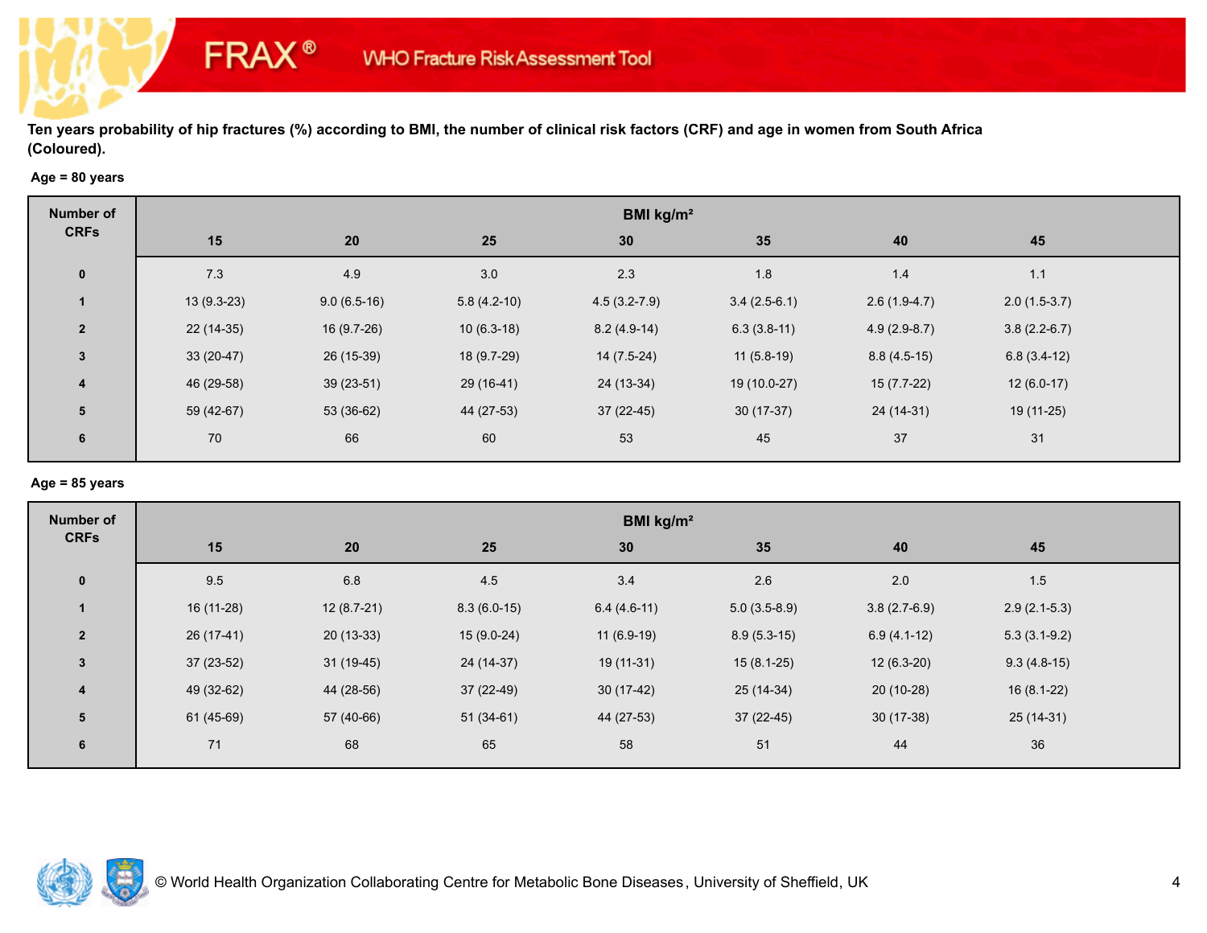**Ten years probability of hip fractures (%) according to BMI, the number of clinical risk factors (CRF) and age in women from South Africa (Coloured).**

**Age = 80 years**

| Number of CRFs | BMI kg/m² | | | | | | |
|---|---|---|---|---|---|---|---|
| | 15 | 20 | 25 | 30 | 35 | 40 | 45 |
| 0 | 7.3 | 4.9 | 3.0 | 2.3 | 1.8 | 1.4 | 1.1 |
| 1 | 13 (9.3-23) | 9.0 (6.5-16) | 5.8 (4.2-10) | 4.5 (3.2-7.9) | 3.4 (2.5-6.1) | 2.6 (1.9-4.7) | 2.0 (1.5-3.7) |
| 2 | 22 (14-35) | 16 (9.7-26) | 10 (6.3-18) | 8.2 (4.9-14) | 6.3 (3.8-11) | 4.9 (2.9-8.7) | 3.8 (2.2-6.7) |
| 3 | 33 (20-47) | 26 (15-39) | 18 (9.7-29) | 14 (7.5-24) | 11 (5.8-19) | 8.8 (4.5-15) | 6.8 (3.4-12) |
| 4 | 46 (29-58) | 39 (23-51) | 29 (16-41) | 24 (13-34) | 19 (10.0-27) | 15 (7.7-22) | 12 (6.0-17) |
| 5 | 59 (42-67) | 53 (36-62) | 44 (27-53) | 37 (22-45) | 30 (17-37) | 24 (14-31) | 19 (11-25) |
| 6 | 70 | 66 | 60 | 53 | 45 | 37 | 31 |

**Age = 85 years**

| Number of CRFs | BMI kg/m² | | | | | | |
|---|---|---|---|---|---|---|---|
| | 15 | 20 | 25 | 30 | 35 | 40 | 45 |
| 0 | 9.5 | 6.8 | 4.5 | 3.4 | 2.6 | 2.0 | 1.5 |
| 1 | 16 (11-28) | 12 (8.7-21) | 8.3 (6.0-15) | 6.4 (4.6-11) | 5.0 (3.5-8.9) | 3.8 (2.7-6.9) | 2.9 (2.1-5.3) |
| 2 | 26 (17-41) | 20 (13-33) | 15 (9.0-24) | 11 (6.9-19) | 8.9 (5.3-15) | 6.9 (4.1-12) | 5.3 (3.1-9.2) |
| 3 | 37 (23-52) | 31 (19-45) | 24 (14-37) | 19 (11-31) | 15 (8.1-25) | 12 (6.3-20) | 9.3 (4.8-15) |
| 4 | 49 (32-62) | 44 (28-56) | 37 (22-49) | 30 (17-42) | 25 (14-34) | 20 (10-28) | 16 (8.1-22) |
| 5 | 61 (45-69) | 57 (40-66) | 51 (34-61) | 44 (27-53) | 37 (22-45) | 30 (17-38) | 25 (14-31) |
| 6 | 71 | 68 | 65 | 58 | 51 | 44 | 36 |

© World Health Organization Collaborating Centre for Metabolic Bone Diseases, University of Sheffield, UK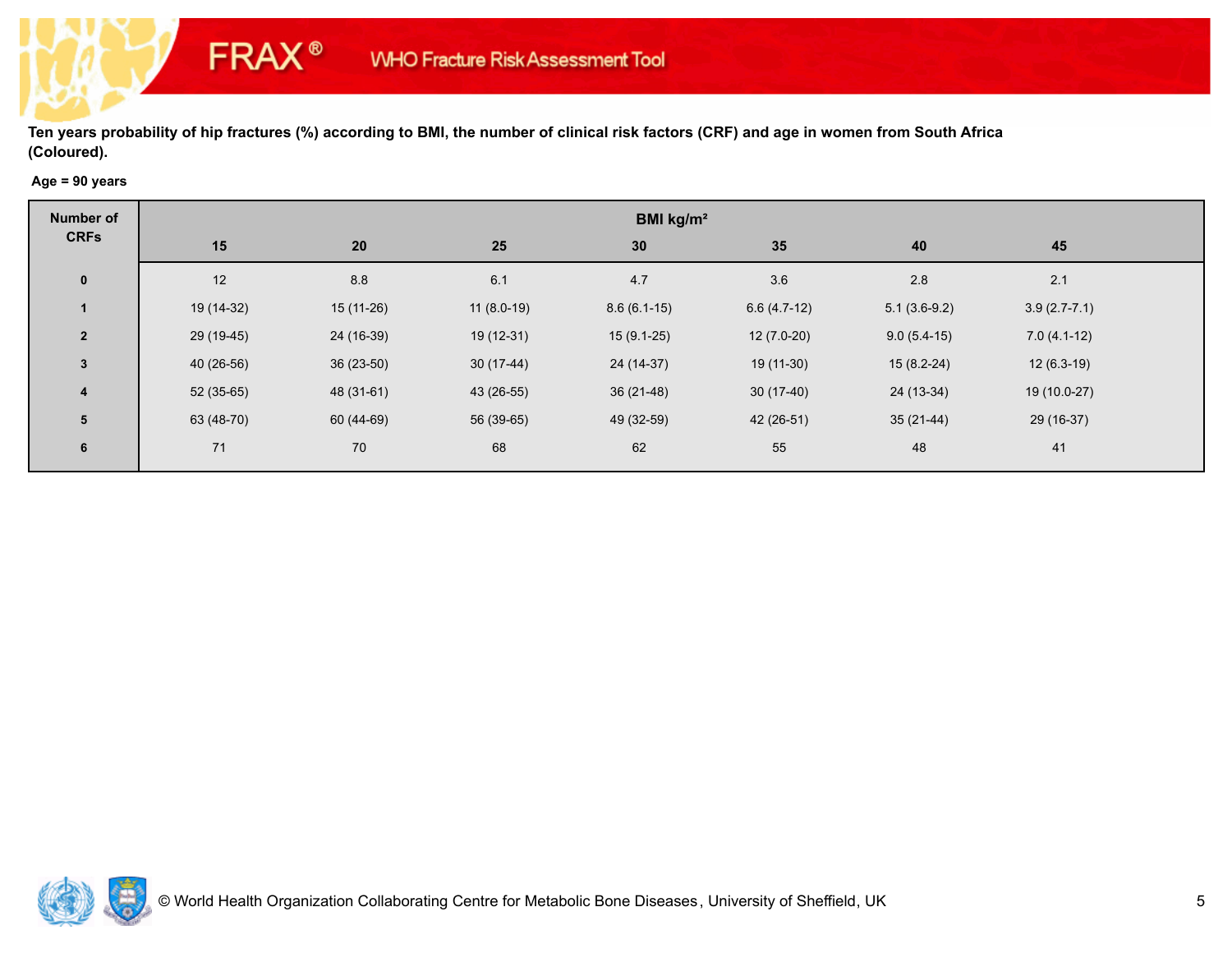FRAX® WHO Fracture Risk Assessment Tool

**Ten years probability of hip fractures (%) according to BMI, the number of clinical risk factors (CRF) and age in women from South Africa (Coloured).**

**Age = 90 years**

| Number of CRFs | BMI kg/m² | | | | | | |
|---|---|---|---|---|---|---|---|
| | 15 | 20 | 25 | 30 | 35 | 40 | 45 |
| 0 | 12 | 8.8 | 6.1 | 4.7 | 3.6 | 2.8 | 2.1 |
| 1 | 19 (14-32) | 15 (11-26) | 11 (8.0-19) | 8.6 (6.1-15) | 6.6 (4.7-12) | 5.1 (3.6-9.2) | 3.9 (2.7-7.1) |
| 2 | 29 (19-45) | 24 (16-39) | 19 (12-31) | 15 (9.1-25) | 12 (7.0-20) | 9.0 (5.4-15) | 7.0 (4.1-12) |
| 3 | 40 (26-56) | 36 (23-50) | 30 (17-44) | 24 (14-37) | 19 (11-30) | 15 (8.2-24) | 12 (6.3-19) |
| 4 | 52 (35-65) | 48 (31-61) | 43 (26-55) | 36 (21-48) | 30 (17-40) | 24 (13-34) | 19 (10.0-27) |
| 5 | 63 (48-70) | 60 (44-69) | 56 (39-65) | 49 (32-59) | 42 (26-51) | 35 (21-44) | 29 (16-37) |
| 6 | 71 | 70 | 68 | 62 | 55 | 48 | 41 |

© World Health Organization Collaborating Centre for Metabolic Bone Diseases, University of Sheffield, UK